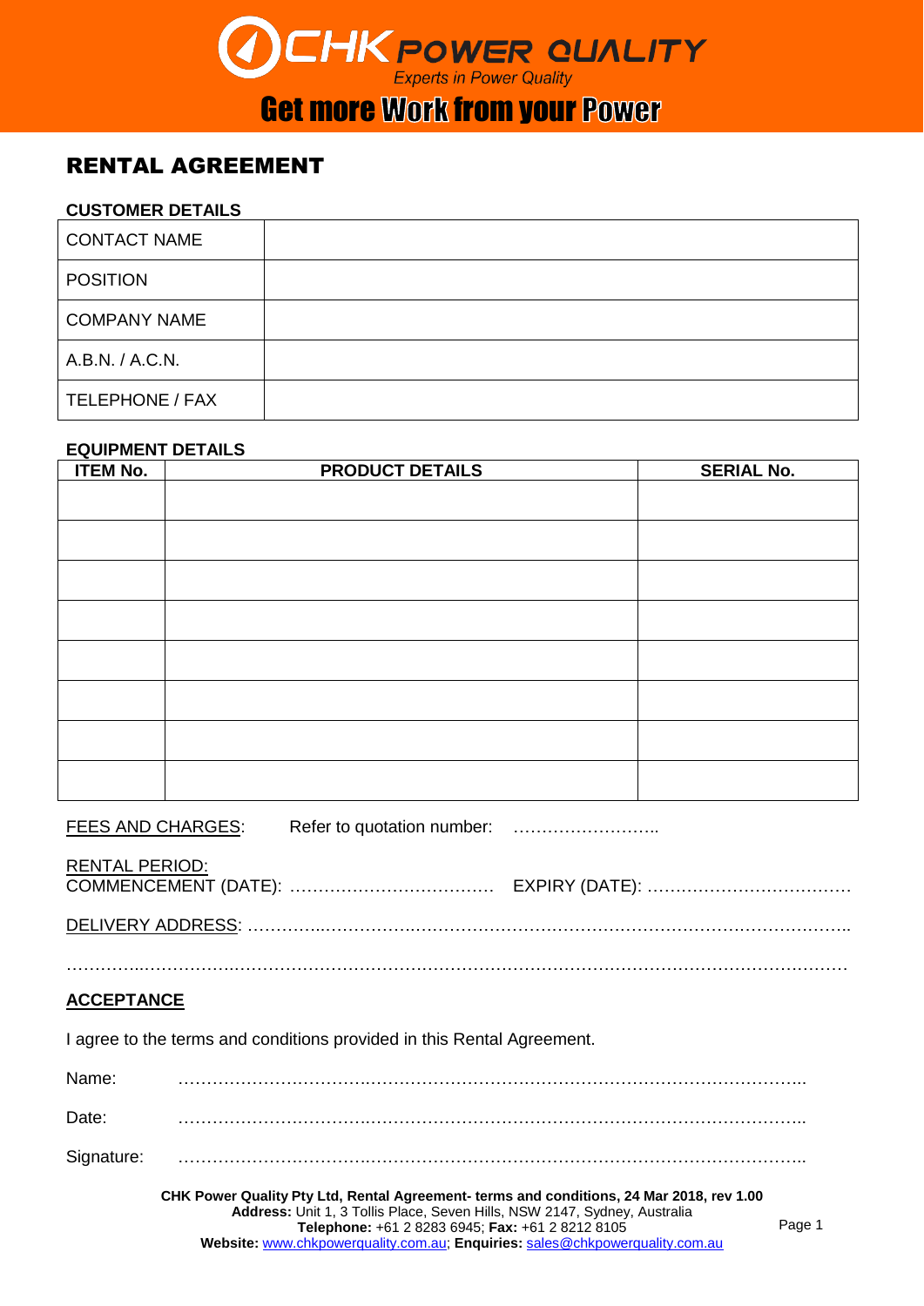CHK POWER QUALITY

*Experts in Power Quality*

**Get more Work from your Power**

# RENTAL AGREEMENT

**CUSTOMER DETAILS**

| CONTACT NAME | |
|---|---|
| POSITION | |
| COMPANY NAME | |
| A.B.N. / A.C.N. | |
| TELEPHONE / FAX | |

**EQUIPMENT DETAILS**

| ITEM No. | PRODUCT DETAILS | SERIAL No. |
|---|---|---|
| | | |
| | | |
| | | |
| | | |
| | | |
| | | |
| | | |
| | | |

FEES AND CHARGES: Refer to quotation number: ……………………..

RENTAL PERIOD:
COMMENCEMENT (DATE): ……………………………… EXPIRY (DATE): ………………………………

DELIVERY ADDRESS: …………..…………….………………………………………………………………..

…………..……………..……………………….…………………………….…………………………………

## ACCEPTANCE

I agree to the terms and conditions provided in this Rental Agreement.

Name: ……………………………….………………………………………………………………..

Date: ……………………………….………………………………………………………………..

Signature: ……………………………….………………………………………………………………..

**CHK Power Quality Pty Ltd, Rental Agreement- terms and conditions, 24 Mar 2018, rev 1.00**
**Address:** Unit 1, 3 Tollis Place, Seven Hills, NSW 2147, Sydney, Australia
**Telephone:** +61 2 8283 6945; **Fax:** +61 2 8212 8105
**Website:** www.chkpowerquality.com.au; **Enquiries:** sales@chkpowerquality.com.au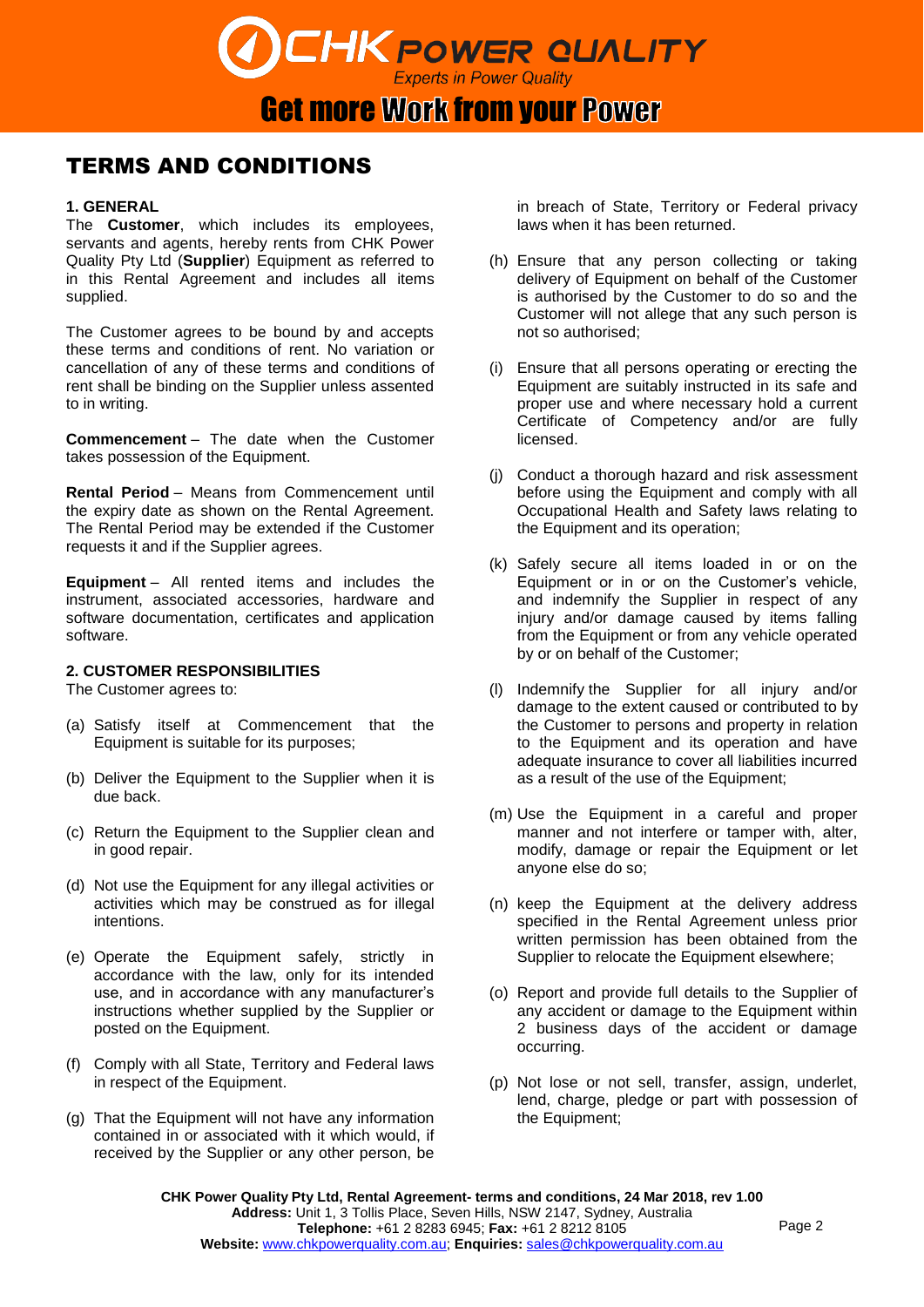# TERMS AND CONDITIONS

**1. GENERAL**

The **Customer**, which includes its employees, servants and agents, hereby rents from CHK Power Quality Pty Ltd (**Supplier**) Equipment as referred to in this Rental Agreement and includes all items supplied.

The Customer agrees to be bound by and accepts these terms and conditions of rent. No variation or cancellation of any of these terms and conditions of rent shall be binding on the Supplier unless assented to in writing.

**Commencement** – The date when the Customer takes possession of the Equipment.

**Rental Period** – Means from Commencement until the expiry date as shown on the Rental Agreement. The Rental Period may be extended if the Customer requests it and if the Supplier agrees.

**Equipment** – All rented items and includes the instrument, associated accessories, hardware and software documentation, certificates and application software.

**2. CUSTOMER RESPONSIBILITIES**

The Customer agrees to:

(a) Satisfy itself at Commencement that the Equipment is suitable for its purposes;

(b) Deliver the Equipment to the Supplier when it is due back.

(c) Return the Equipment to the Supplier clean and in good repair.

(d) Not use the Equipment for any illegal activities or activities which may be construed as for illegal intentions.

(e) Operate the Equipment safely, strictly in accordance with the law, only for its intended use, and in accordance with any manufacturer's instructions whether supplied by the Supplier or posted on the Equipment.

(f) Comply with all State, Territory and Federal laws in respect of the Equipment.

(g) That the Equipment will not have any information contained in or associated with it which would, if received by the Supplier or any other person, be in breach of State, Territory or Federal privacy laws when it has been returned.

(h) Ensure that any person collecting or taking delivery of Equipment on behalf of the Customer is authorised by the Customer to do so and the Customer will not allege that any such person is not so authorised;

(i) Ensure that all persons operating or erecting the Equipment are suitably instructed in its safe and proper use and where necessary hold a current Certificate of Competency and/or are fully licensed.

(j) Conduct a thorough hazard and risk assessment before using the Equipment and comply with all Occupational Health and Safety laws relating to the Equipment and its operation;

(k) Safely secure all items loaded in or on the Equipment or in or on the Customer's vehicle, and indemnify the Supplier in respect of any injury and/or damage caused by items falling from the Equipment or from any vehicle operated by or on behalf of the Customer;

(l) Indemnify the Supplier for all injury and/or damage to the extent caused or contributed to by the Customer to persons and property in relation to the Equipment and its operation and have adequate insurance to cover all liabilities incurred as a result of the use of the Equipment;

(m) Use the Equipment in a careful and proper manner and not interfere or tamper with, alter, modify, damage or repair the Equipment or let anyone else do so;

(n) keep the Equipment at the delivery address specified in the Rental Agreement unless prior written permission has been obtained from the Supplier to relocate the Equipment elsewhere;

(o) Report and provide full details to the Supplier of any accident or damage to the Equipment within 2 business days of the accident or damage occurring.

(p) Not lose or not sell, transfer, assign, underlet, lend, charge, pledge or part with possession of the Equipment;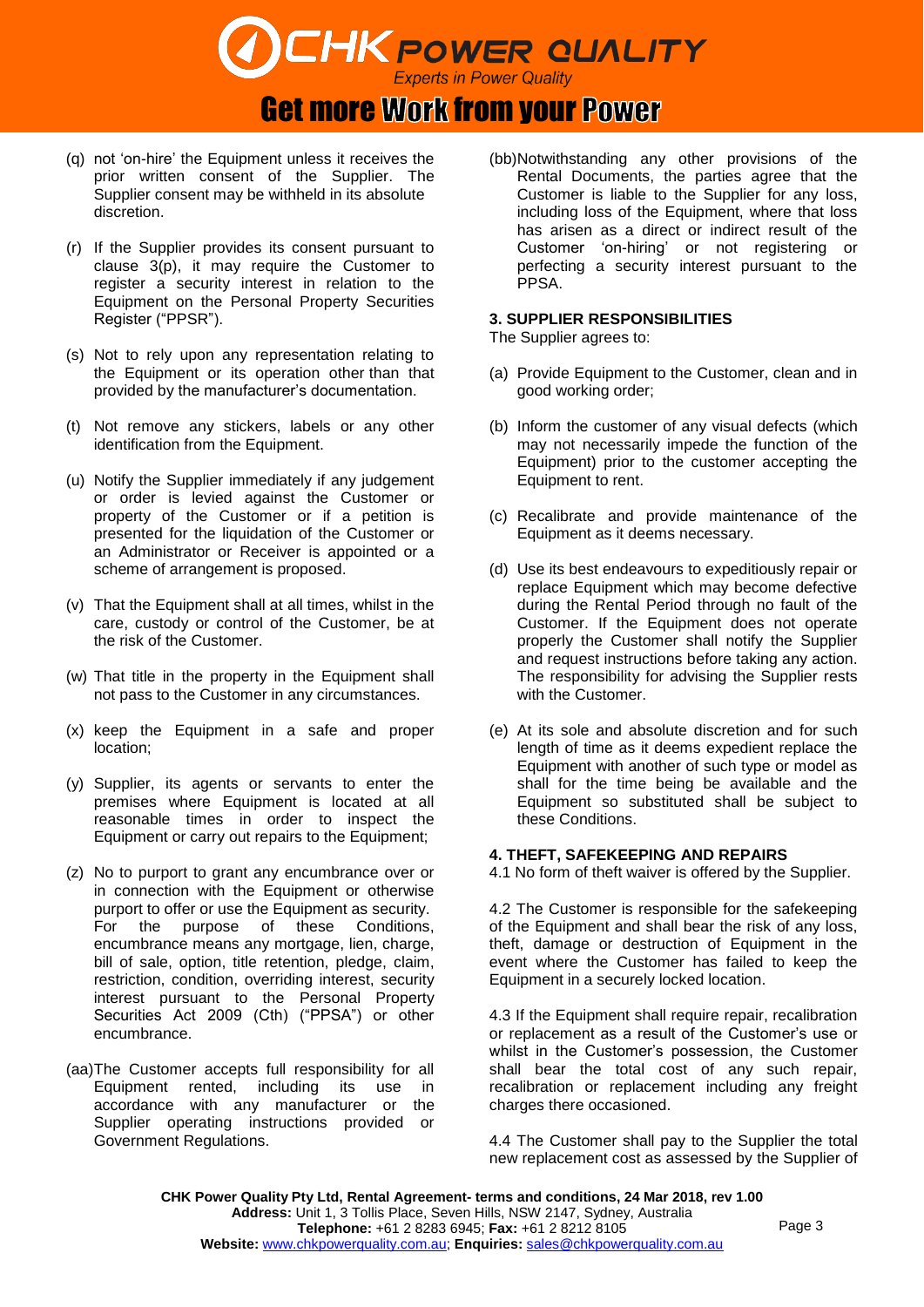- (q) not 'on-hire' the Equipment unless it receives the prior written consent of the Supplier. The Supplier consent may be withheld in its absolute discretion.
- (r) If the Supplier provides its consent pursuant to clause 3(p), it may require the Customer to register a security interest in relation to the Equipment on the Personal Property Securities Register ("PPSR").
- (s) Not to rely upon any representation relating to the Equipment or its operation other than that provided by the manufacturer's documentation.
- (t) Not remove any stickers, labels or any other identification from the Equipment.
- (u) Notify the Supplier immediately if any judgement or order is levied against the Customer or property of the Customer or if a petition is presented for the liquidation of the Customer or an Administrator or Receiver is appointed or a scheme of arrangement is proposed.
- (v) That the Equipment shall at all times, whilst in the care, custody or control of the Customer, be at the risk of the Customer.
- (w) That title in the property in the Equipment shall not pass to the Customer in any circumstances.
- (x) keep the Equipment in a safe and proper location;
- (y) Supplier, its agents or servants to enter the premises where Equipment is located at all reasonable times in order to inspect the Equipment or carry out repairs to the Equipment;
- (z) No to purport to grant any encumbrance over or in connection with the Equipment or otherwise purport to offer or use the Equipment as security. For the purpose of these Conditions, encumbrance means any mortgage, lien, charge, bill of sale, option, title retention, pledge, claim, restriction, condition, overriding interest, security interest pursuant to the Personal Property Securities Act 2009 (Cth) ("PPSA") or other encumbrance.
- (aa) The Customer accepts full responsibility for all Equipment rented, including its use in accordance with any manufacturer or the Supplier operating instructions provided or Government Regulations.
- (bb) Notwithstanding any other provisions of the Rental Documents, the parties agree that the Customer is liable to the Supplier for any loss, including loss of the Equipment, where that loss has arisen as a direct or indirect result of the Customer 'on-hiring' or not registering or perfecting a security interest pursuant to the PPSA.

### 3. SUPPLIER RESPONSIBILITIES

The Supplier agrees to:

- (a) Provide Equipment to the Customer, clean and in good working order;
- (b) Inform the customer of any visual defects (which may not necessarily impede the function of the Equipment) prior to the customer accepting the Equipment to rent.
- (c) Recalibrate and provide maintenance of the Equipment as it deems necessary.
- (d) Use its best endeavours to expeditiously repair or replace Equipment which may become defective during the Rental Period through no fault of the Customer. If the Equipment does not operate properly the Customer shall notify the Supplier and request instructions before taking any action. The responsibility for advising the Supplier rests with the Customer.
- (e) At its sole and absolute discretion and for such length of time as it deems expedient replace the Equipment with another of such type or model as shall for the time being be available and the Equipment so substituted shall be subject to these Conditions.

### 4. THEFT, SAFEKEEPING AND REPAIRS

4.1 No form of theft waiver is offered by the Supplier.

4.2 The Customer is responsible for the safekeeping of the Equipment and shall bear the risk of any loss, theft, damage or destruction of Equipment in the event where the Customer has failed to keep the Equipment in a securely locked location.

4.3 If the Equipment shall require repair, recalibration or replacement as a result of the Customer's use or whilst in the Customer's possession, the Customer shall bear the total cost of any such repair, recalibration or replacement including any freight charges there occasioned.

4.4 The Customer shall pay to the Supplier the total new replacement cost as assessed by the Supplier of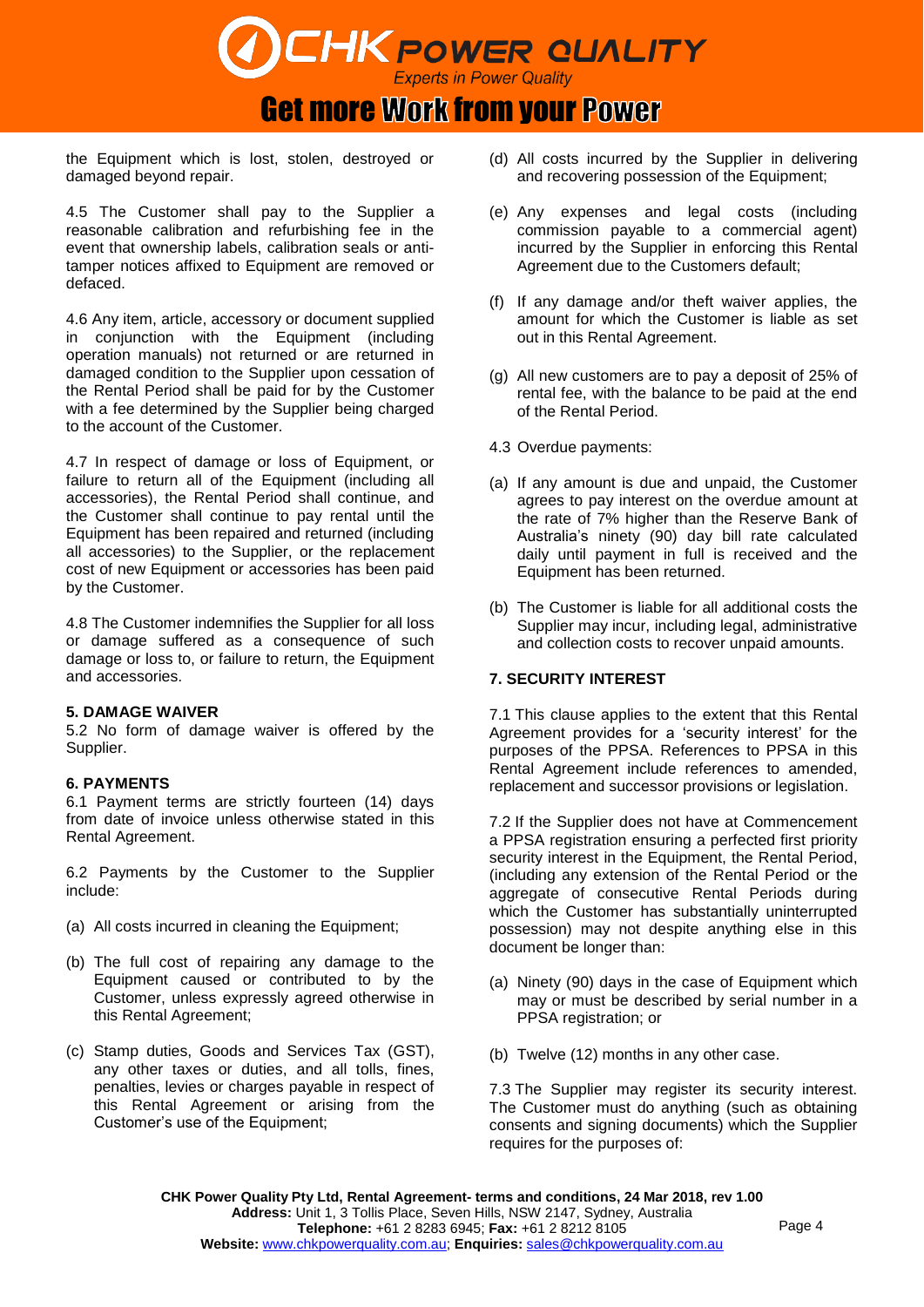the Equipment which is lost, stolen, destroyed or damaged beyond repair.

4.5 The Customer shall pay to the Supplier a reasonable calibration and refurbishing fee in the event that ownership labels, calibration seals or anti-tamper notices affixed to Equipment are removed or defaced.

4.6 Any item, article, accessory or document supplied in conjunction with the Equipment (including operation manuals) not returned or are returned in damaged condition to the Supplier upon cessation of the Rental Period shall be paid for by the Customer with a fee determined by the Supplier being charged to the account of the Customer.

4.7 In respect of damage or loss of Equipment, or failure to return all of the Equipment (including all accessories), the Rental Period shall continue, and the Customer shall continue to pay rental until the Equipment has been repaired and returned (including all accessories) to the Supplier, or the replacement cost of new Equipment or accessories has been paid by the Customer.

4.8 The Customer indemnifies the Supplier for all loss or damage suffered as a consequence of such damage or loss to, or failure to return, the Equipment and accessories.

**5. DAMAGE WAIVER**

5.2 No form of damage waiver is offered by the Supplier.

**6. PAYMENTS**

6.1 Payment terms are strictly fourteen (14) days from date of invoice unless otherwise stated in this Rental Agreement.

6.2 Payments by the Customer to the Supplier include:

(a) All costs incurred in cleaning the Equipment;

(b) The full cost of repairing any damage to the Equipment caused or contributed to by the Customer, unless expressly agreed otherwise in this Rental Agreement;

(c) Stamp duties, Goods and Services Tax (GST), any other taxes or duties, and all tolls, fines, penalties, levies or charges payable in respect of this Rental Agreement or arising from the Customer's use of the Equipment;

(d) All costs incurred by the Supplier in delivering and recovering possession of the Equipment;

(e) Any expenses and legal costs (including commission payable to a commercial agent) incurred by the Supplier in enforcing this Rental Agreement due to the Customers default;

(f) If any damage and/or theft waiver applies, the amount for which the Customer is liable as set out in this Rental Agreement.

(g) All new customers are to pay a deposit of 25% of rental fee, with the balance to be paid at the end of the Rental Period.

4.3 Overdue payments:

(a) If any amount is due and unpaid, the Customer agrees to pay interest on the overdue amount at the rate of 7% higher than the Reserve Bank of Australia's ninety (90) day bill rate calculated daily until payment in full is received and the Equipment has been returned.

(b) The Customer is liable for all additional costs the Supplier may incur, including legal, administrative and collection costs to recover unpaid amounts.

**7. SECURITY INTEREST**

7.1 This clause applies to the extent that this Rental Agreement provides for a 'security interest' for the purposes of the PPSA. References to PPSA in this Rental Agreement include references to amended, replacement and successor provisions or legislation.

7.2 If the Supplier does not have at Commencement a PPSA registration ensuring a perfected first priority security interest in the Equipment, the Rental Period, (including any extension of the Rental Period or the aggregate of consecutive Rental Periods during which the Customer has substantially uninterrupted possession) may not despite anything else in this document be longer than:

(a) Ninety (90) days in the case of Equipment which may or must be described by serial number in a PPSA registration; or

(b) Twelve (12) months in any other case.

7.3 The Supplier may register its security interest. The Customer must do anything (such as obtaining consents and signing documents) which the Supplier requires for the purposes of: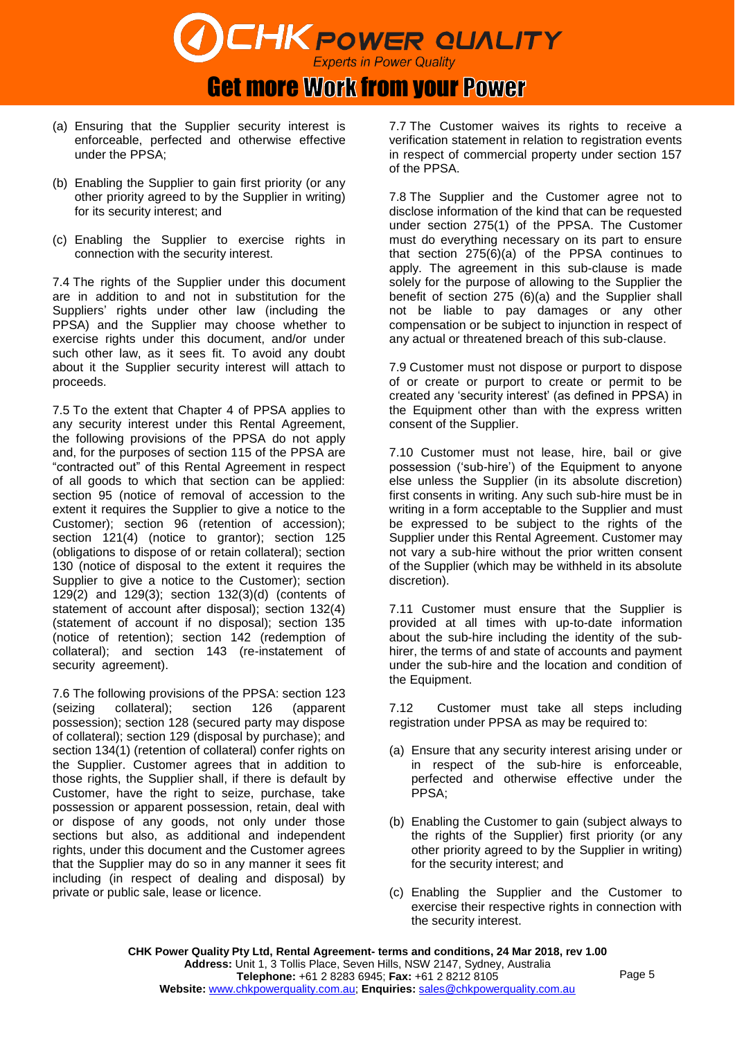(a) Ensuring that the Supplier security interest is enforceable, perfected and otherwise effective under the PPSA;

(b) Enabling the Supplier to gain first priority (or any other priority agreed to by the Supplier in writing) for its security interest; and

(c) Enabling the Supplier to exercise rights in connection with the security interest.

7.4 The rights of the Supplier under this document are in addition to and not in substitution for the Suppliers' rights under other law (including the PPSA) and the Supplier may choose whether to exercise rights under this document, and/or under such other law, as it sees fit. To avoid any doubt about it the Supplier security interest will attach to proceeds.

7.5 To the extent that Chapter 4 of PPSA applies to any security interest under this Rental Agreement, the following provisions of the PPSA do not apply and, for the purposes of section 115 of the PPSA are "contracted out" of this Rental Agreement in respect of all goods to which that section can be applied: section 95 (notice of removal of accession to the extent it requires the Supplier to give a notice to the Customer); section 96 (retention of accession); section 121(4) (notice to grantor); section 125 (obligations to dispose of or retain collateral); section 130 (notice of disposal to the extent it requires the Supplier to give a notice to the Customer); section 129(2) and 129(3); section 132(3)(d) (contents of statement of account after disposal); section 132(4) (statement of account if no disposal); section 135 (notice of retention); section 142 (redemption of collateral); and section 143 (re-instatement of security agreement).

7.6 The following provisions of the PPSA: section 123 (seizing collateral); section 126 (apparent possession); section 128 (secured party may dispose of collateral); section 129 (disposal by purchase); and section 134(1) (retention of collateral) confer rights on the Supplier. Customer agrees that in addition to those rights, the Supplier shall, if there is default by Customer, have the right to seize, purchase, take possession or apparent possession, retain, deal with or dispose of any goods, not only under those sections but also, as additional and independent rights, under this document and the Customer agrees that the Supplier may do so in any manner it sees fit including (in respect of dealing and disposal) by private or public sale, lease or licence.

7.7 The Customer waives its rights to receive a verification statement in relation to registration events in respect of commercial property under section 157 of the PPSA.

7.8 The Supplier and the Customer agree not to disclose information of the kind that can be requested under section 275(1) of the PPSA. The Customer must do everything necessary on its part to ensure that section 275(6)(a) of the PPSA continues to apply. The agreement in this sub-clause is made solely for the purpose of allowing to the Supplier the benefit of section 275 (6)(a) and the Supplier shall not be liable to pay damages or any other compensation or be subject to injunction in respect of any actual or threatened breach of this sub-clause.

7.9 Customer must not dispose or purport to dispose of or create or purport to create or permit to be created any 'security interest' (as defined in PPSA) in the Equipment other than with the express written consent of the Supplier.

7.10 Customer must not lease, hire, bail or give possession ('sub-hire') of the Equipment to anyone else unless the Supplier (in its absolute discretion) first consents in writing. Any such sub-hire must be in writing in a form acceptable to the Supplier and must be expressed to be subject to the rights of the Supplier under this Rental Agreement. Customer may not vary a sub-hire without the prior written consent of the Supplier (which may be withheld in its absolute discretion).

7.11 Customer must ensure that the Supplier is provided at all times with up-to-date information about the sub-hire including the identity of the sub-hirer, the terms of and state of accounts and payment under the sub-hire and the location and condition of the Equipment.

7.12 Customer must take all steps including registration under PPSA as may be required to:

(a) Ensure that any security interest arising under or in respect of the sub-hire is enforceable, perfected and otherwise effective under the PPSA;

(b) Enabling the Customer to gain (subject always to the rights of the Supplier) first priority (or any other priority agreed to by the Supplier in writing) for the security interest; and

(c) Enabling the Supplier and the Customer to exercise their respective rights in connection with the security interest.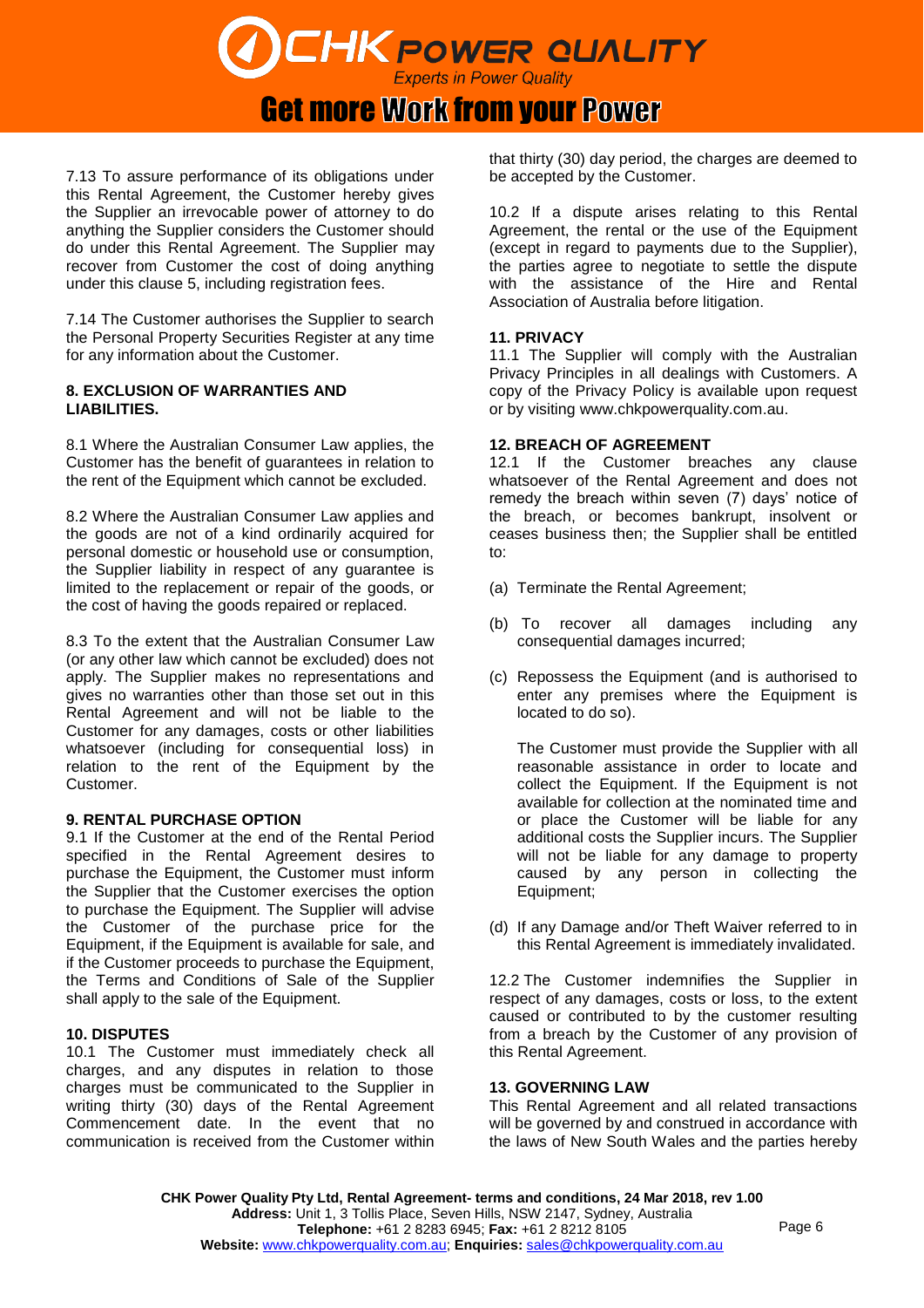7.13 To assure performance of its obligations under this Rental Agreement, the Customer hereby gives the Supplier an irrevocable power of attorney to do anything the Supplier considers the Customer should do under this Rental Agreement. The Supplier may recover from Customer the cost of doing anything under this clause 5, including registration fees.

7.14 The Customer authorises the Supplier to search the Personal Property Securities Register at any time for any information about the Customer.

**8. EXCLUSION OF WARRANTIES AND LIABILITIES.**

8.1 Where the Australian Consumer Law applies, the Customer has the benefit of guarantees in relation to the rent of the Equipment which cannot be excluded.

8.2 Where the Australian Consumer Law applies and the goods are not of a kind ordinarily acquired for personal domestic or household use or consumption, the Supplier liability in respect of any guarantee is limited to the replacement or repair of the goods, or the cost of having the goods repaired or replaced.

8.3 To the extent that the Australian Consumer Law (or any other law which cannot be excluded) does not apply. The Supplier makes no representations and gives no warranties other than those set out in this Rental Agreement and will not be liable to the Customer for any damages, costs or other liabilities whatsoever (including for consequential loss) in relation to the rent of the Equipment by the Customer.

**9. RENTAL PURCHASE OPTION**

9.1 If the Customer at the end of the Rental Period specified in the Rental Agreement desires to purchase the Equipment, the Customer must inform the Supplier that the Customer exercises the option to purchase the Equipment. The Supplier will advise the Customer of the purchase price for the Equipment, if the Equipment is available for sale, and if the Customer proceeds to purchase the Equipment, the Terms and Conditions of Sale of the Supplier shall apply to the sale of the Equipment.

**10. DISPUTES**

10.1 The Customer must immediately check all charges, and any disputes in relation to those charges must be communicated to the Supplier in writing thirty (30) days of the Rental Agreement Commencement date. In the event that no communication is received from the Customer within that thirty (30) day period, the charges are deemed to be accepted by the Customer.

10.2 If a dispute arises relating to this Rental Agreement, the rental or the use of the Equipment (except in regard to payments due to the Supplier), the parties agree to negotiate to settle the dispute with the assistance of the Hire and Rental Association of Australia before litigation.

**11. PRIVACY**

11.1 The Supplier will comply with the Australian Privacy Principles in all dealings with Customers. A copy of the Privacy Policy is available upon request or by visiting www.chkpowerquality.com.au.

**12. BREACH OF AGREEMENT**

12.1 If the Customer breaches any clause whatsoever of the Rental Agreement and does not remedy the breach within seven (7) days' notice of the breach, or becomes bankrupt, insolvent or ceases business then; the Supplier shall be entitled to:

(a) Terminate the Rental Agreement;

(b) To recover all damages including any consequential damages incurred;

(c) Repossess the Equipment (and is authorised to enter any premises where the Equipment is located to do so).

The Customer must provide the Supplier with all reasonable assistance in order to locate and collect the Equipment. If the Equipment is not available for collection at the nominated time and or place the Customer will be liable for any additional costs the Supplier incurs. The Supplier will not be liable for any damage to property caused by any person in collecting the Equipment;

(d) If any Damage and/or Theft Waiver referred to in this Rental Agreement is immediately invalidated.

12.2 The Customer indemnifies the Supplier in respect of any damages, costs or loss, to the extent caused or contributed to by the customer resulting from a breach by the Customer of any provision of this Rental Agreement.

**13. GOVERNING LAW**

This Rental Agreement and all related transactions will be governed by and construed in accordance with the laws of New South Wales and the parties hereby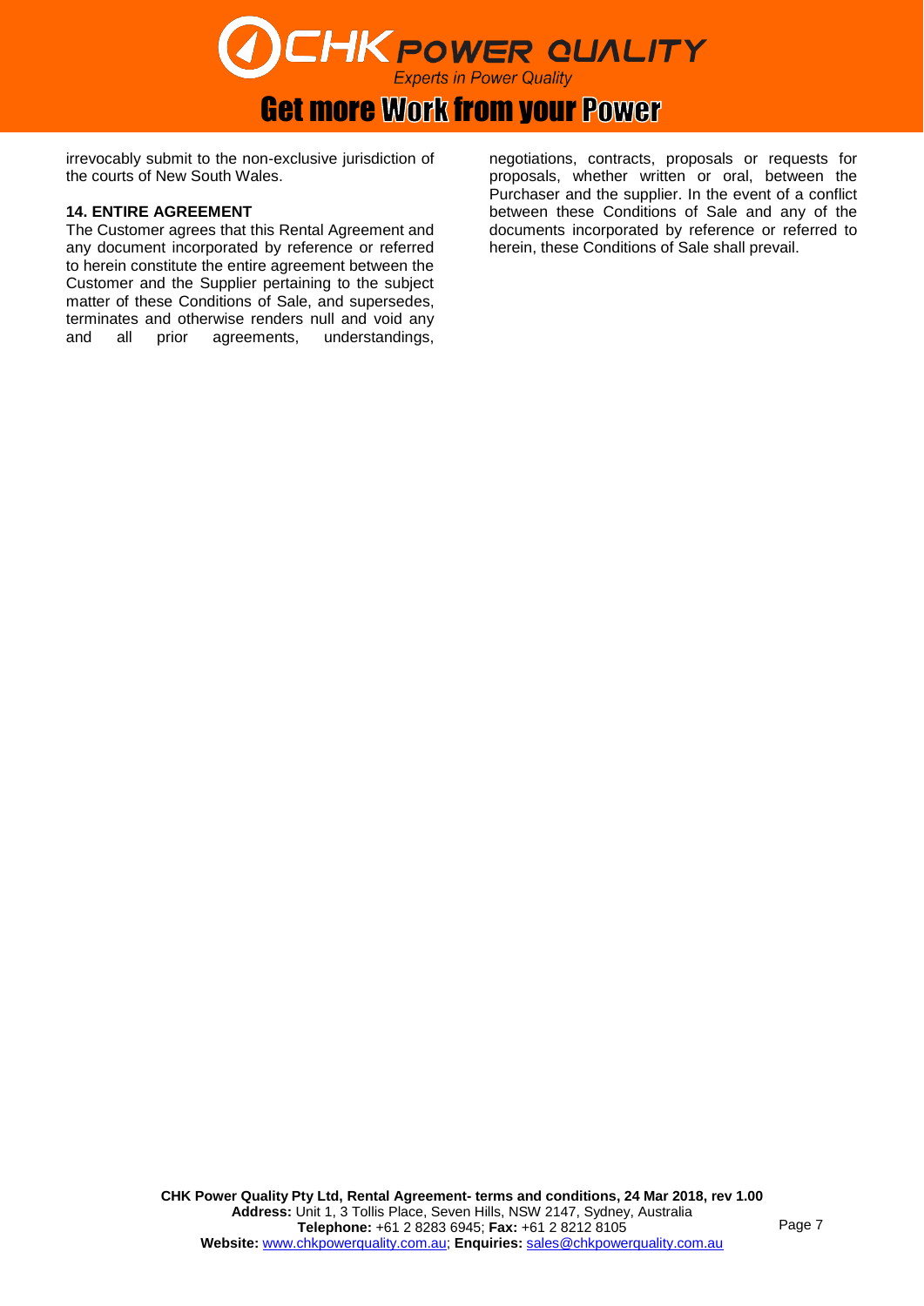irrevocably submit to the non-exclusive jurisdiction of the courts of New South Wales.

**14. ENTIRE AGREEMENT**

The Customer agrees that this Rental Agreement and any document incorporated by reference or referred to herein constitute the entire agreement between the Customer and the Supplier pertaining to the subject matter of these Conditions of Sale, and supersedes, terminates and otherwise renders null and void any and all prior agreements, understandings, negotiations, contracts, proposals or requests for proposals, whether written or oral, between the Purchaser and the supplier. In the event of a conflict between these Conditions of Sale and any of the documents incorporated by reference or referred to herein, these Conditions of Sale shall prevail.